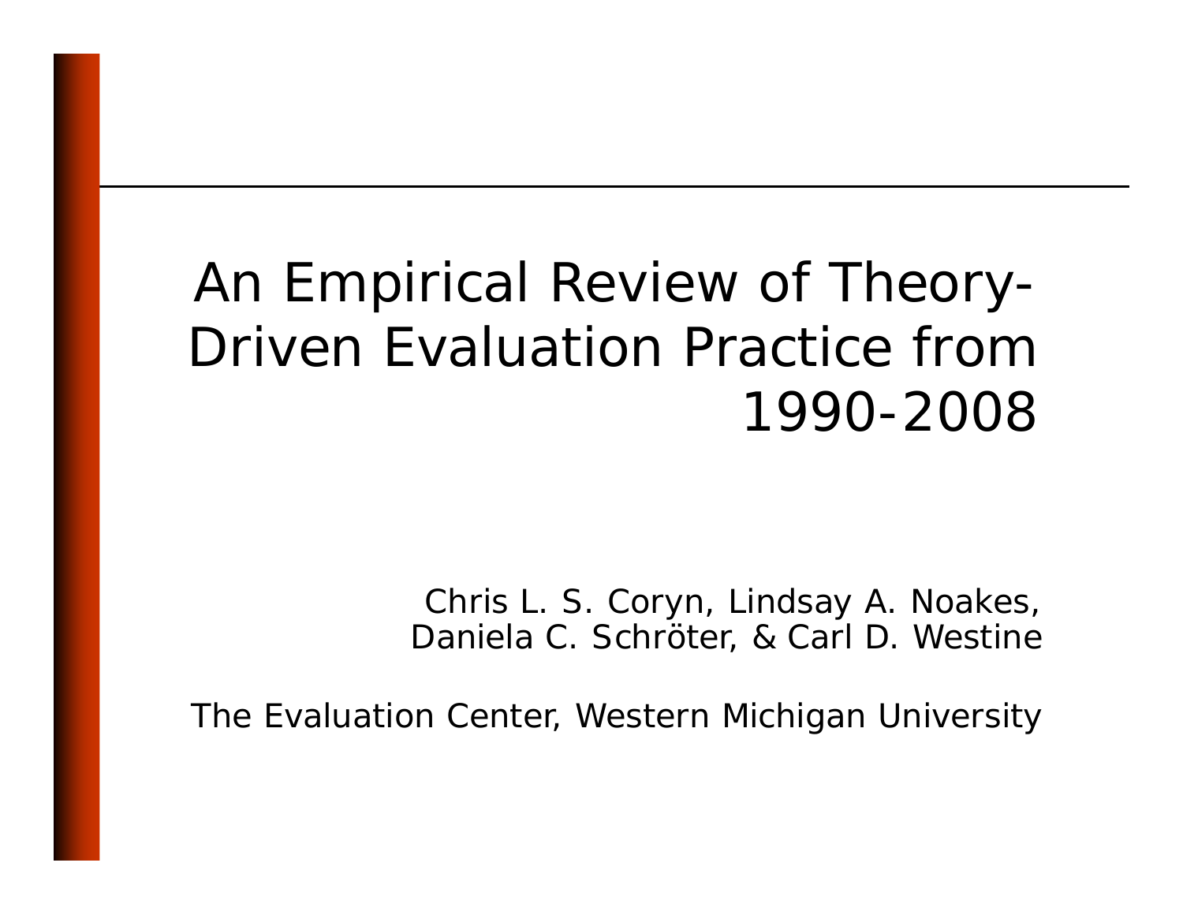# An Empirical Review of Theory-Driven Evaluation Practice from 1990-2008

Chris L. S. Coryn, Lindsay A. Noakes, Daniela C. Schröter, & Carl D. Westine

The Evaluation Center, Western Michigan University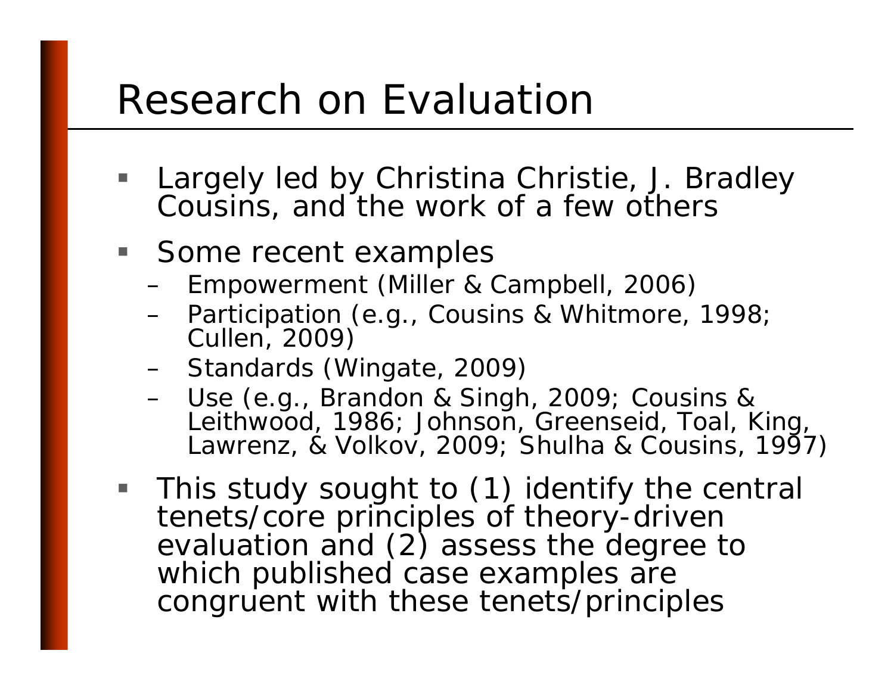# Research on Evaluation

- Largely led by Christina Christie, J. Bradley Cousins, and the work of a few others
- Some recent examples
  - Empowerment (Miller & Campbell, 2006)
  - Participation (e.g., Cousins & Whitmore, 1998; Cullen, 2009)
  - Standards (Wingate, 2009)
  - Use (e.g., Brandon & Singh, 2009; Cousins & Leithwood, 1986; Johnson, Greenseid, Toal, King, Lawrenz, & Volkov, 2009; Shulha & Cousins, 1997)
- This study sought to (1) identify the central tenets/core principles of theory-driven evaluation and (2) assess the degree to which published case examples are congruent with these tenets/principles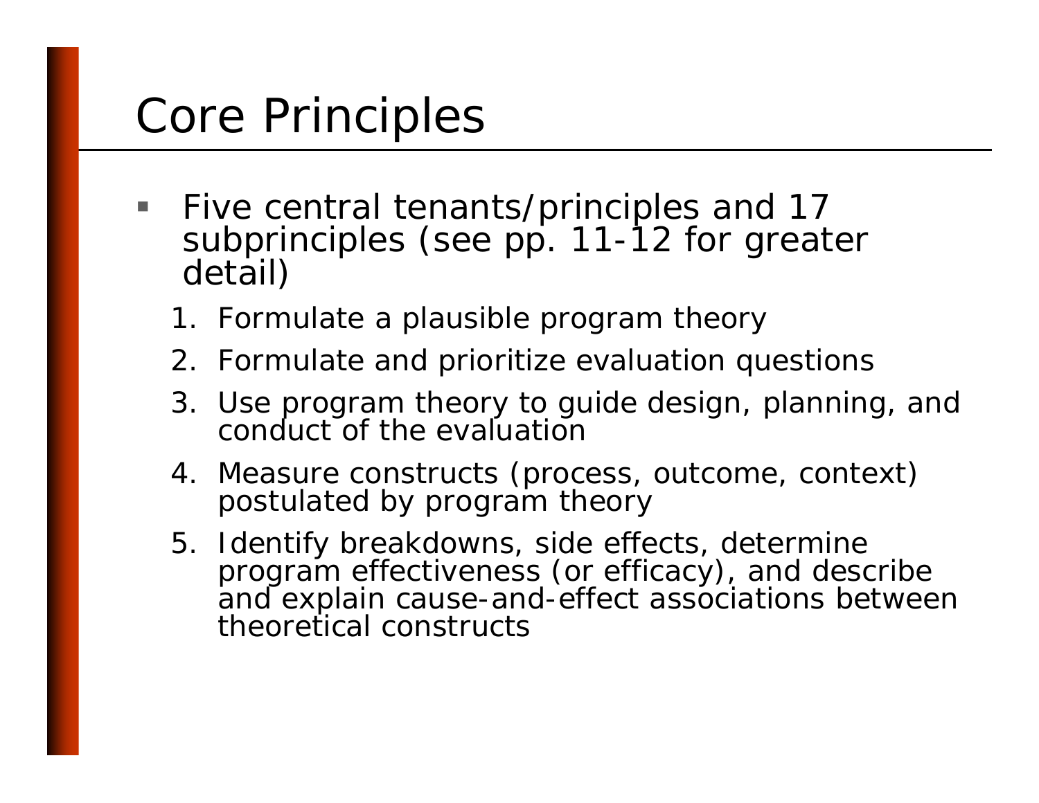# Core Principles

- Five central tenants/principles and 17 subprinciples (see pp. 11-12 for greater detail)
  1. Formulate a plausible program theory
  2. Formulate and prioritize evaluation questions
  3. Use program theory to guide design, planning, and conduct of the evaluation
  4. Measure constructs (process, outcome, context) postulated by program theory
  5. Identify breakdowns, side effects, determine program effectiveness (or efficacy), and describe and explain cause-and-effect associations between theoretical constructs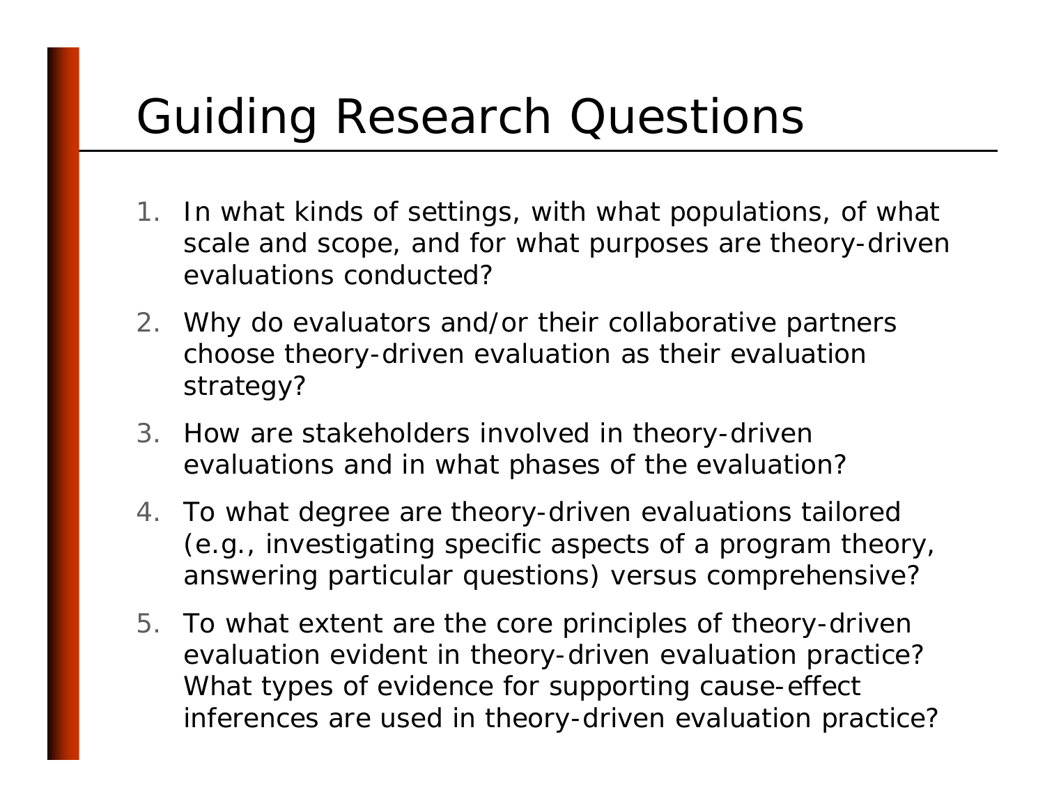# Guiding Research Questions

1. In what kinds of settings, with what populations, of what scale and scope, and for what purposes are theory-driven evaluations conducted?
2. Why do evaluators and/or their collaborative partners choose theory-driven evaluation as their evaluation strategy?
3. How are stakeholders involved in theory-driven evaluations and in what phases of the evaluation?
4. To what degree are theory-driven evaluations tailored (e.g., investigating specific aspects of a program theory, answering particular questions) versus comprehensive?
5. To what extent are the core principles of theory-driven evaluation evident in theory-driven evaluation practice? What types of evidence for supporting cause-effect inferences are used in theory-driven evaluation practice?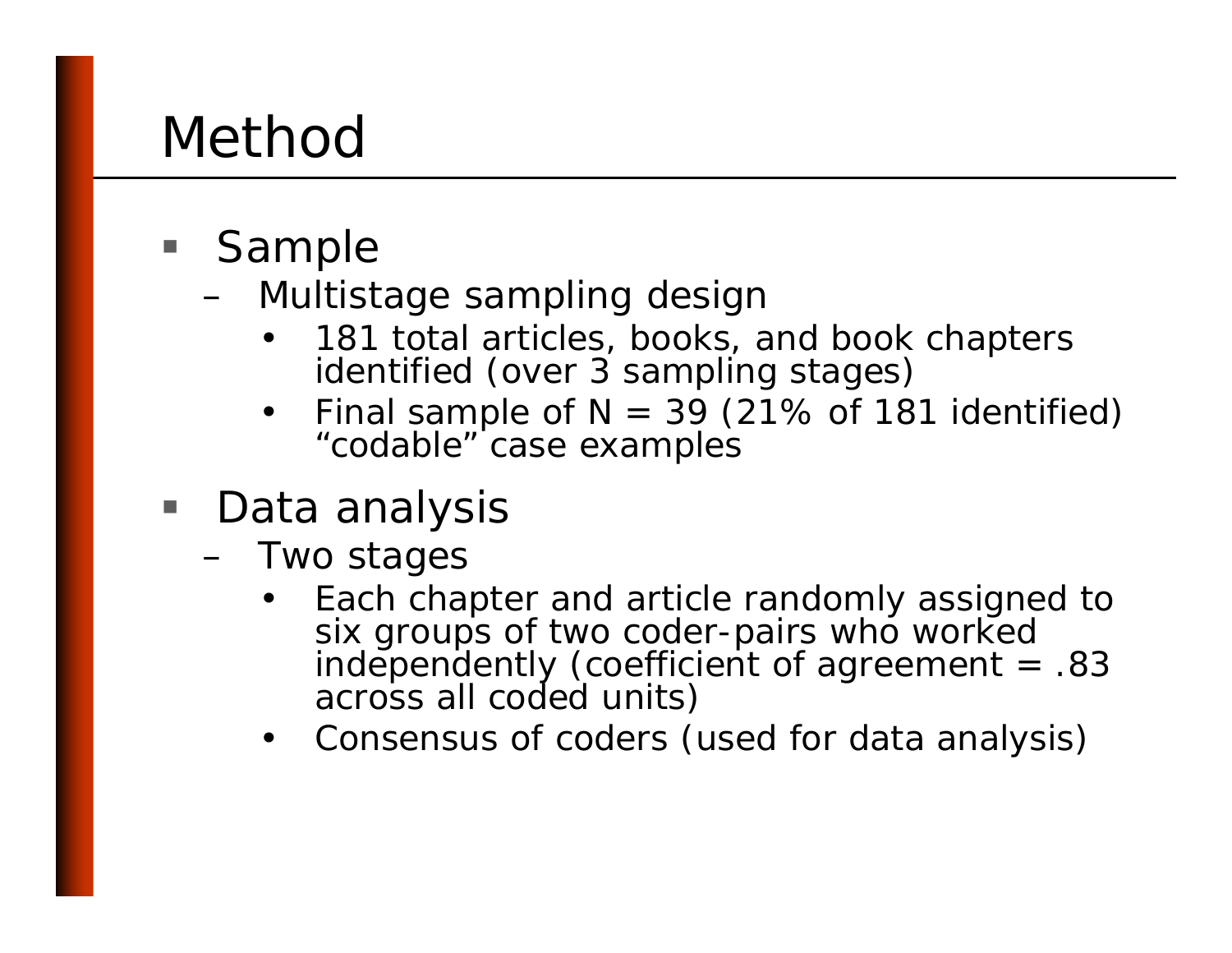# Method

- Sample
  - Multistage sampling design
    - 181 total articles, books, and book chapters identified (over 3 sampling stages)
    - Final sample of N = 39 (21% of 181 identified) "codable" case examples
- Data analysis
  - Two stages
    - Each chapter and article randomly assigned to six groups of two coder-pairs who worked independently (coefficient of agreement = .83 across all coded units)
    - Consensus of coders (used for data analysis)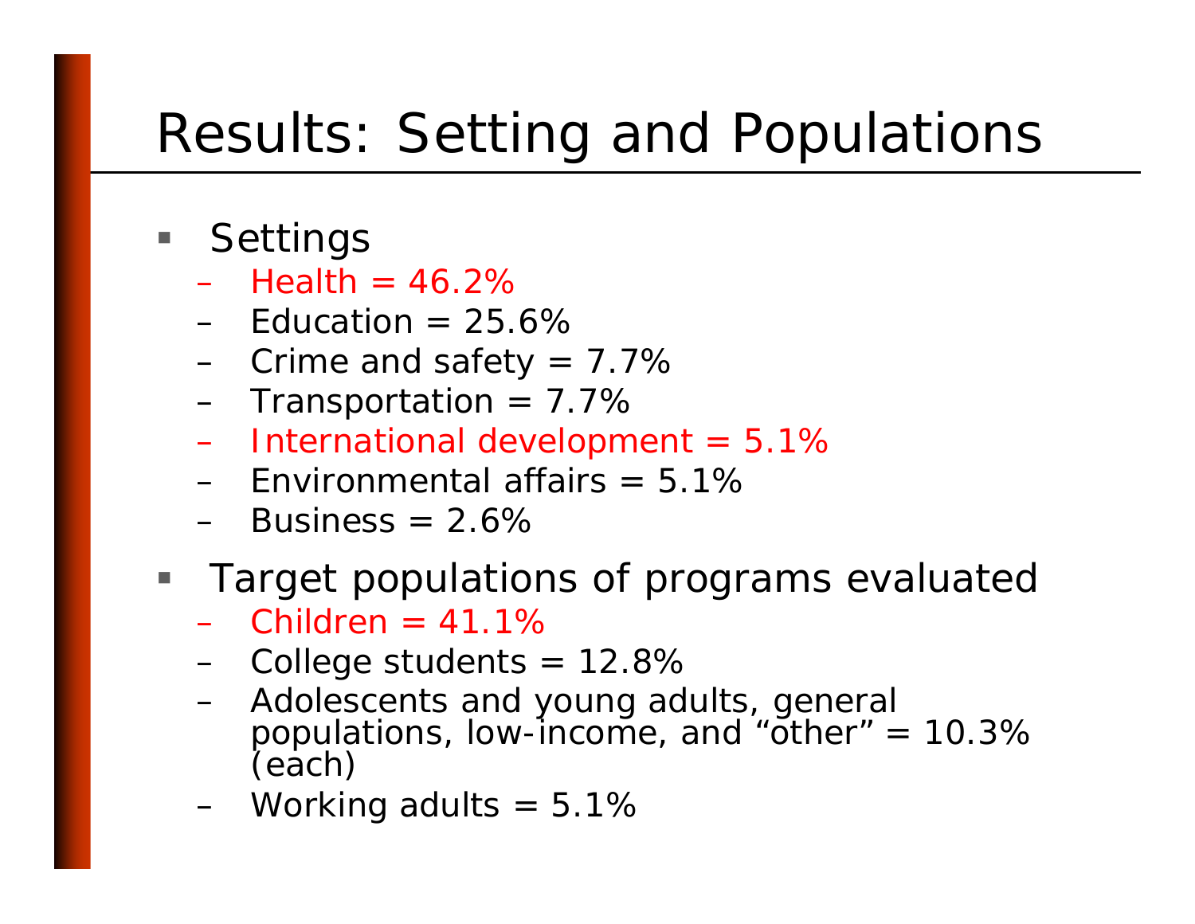# Results: Setting and Populations

- Settings
  - Health = 46.2%
  - Education = 25.6%
  - Crime and safety = 7.7%
  - Transportation = 7.7%
  - International development = 5.1%
  - Environmental affairs = 5.1%
  - Business = 2.6%
- Target populations of programs evaluated
  - Children = 41.1%
  - College students = 12.8%
  - Adolescents and young adults, general populations, low-income, and "other" = 10.3% (each)
  - Working adults = 5.1%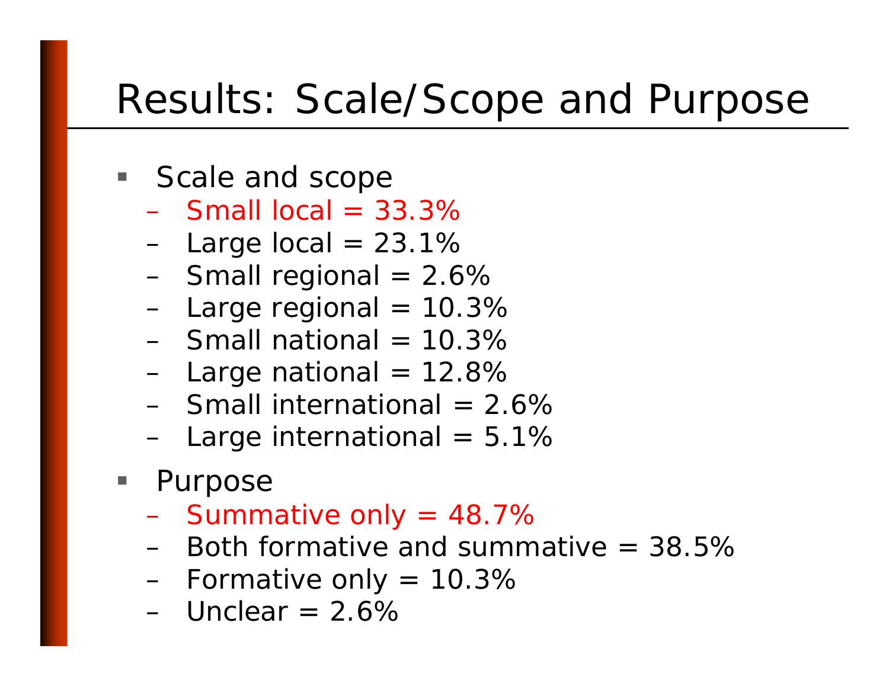# Results: Scale/Scope and Purpose

- Scale and scope
  - Small local = 33.3%
  - Large local = 23.1%
  - Small regional = 2.6%
  - Large regional = 10.3%
  - Small national = 10.3%
  - Large national = 12.8%
  - Small international = 2.6%
  - Large international = 5.1%
- Purpose
  - Summative only = 48.7%
  - Both formative and summative = 38.5%
  - Formative only = 10.3%
  - Unclear = 2.6%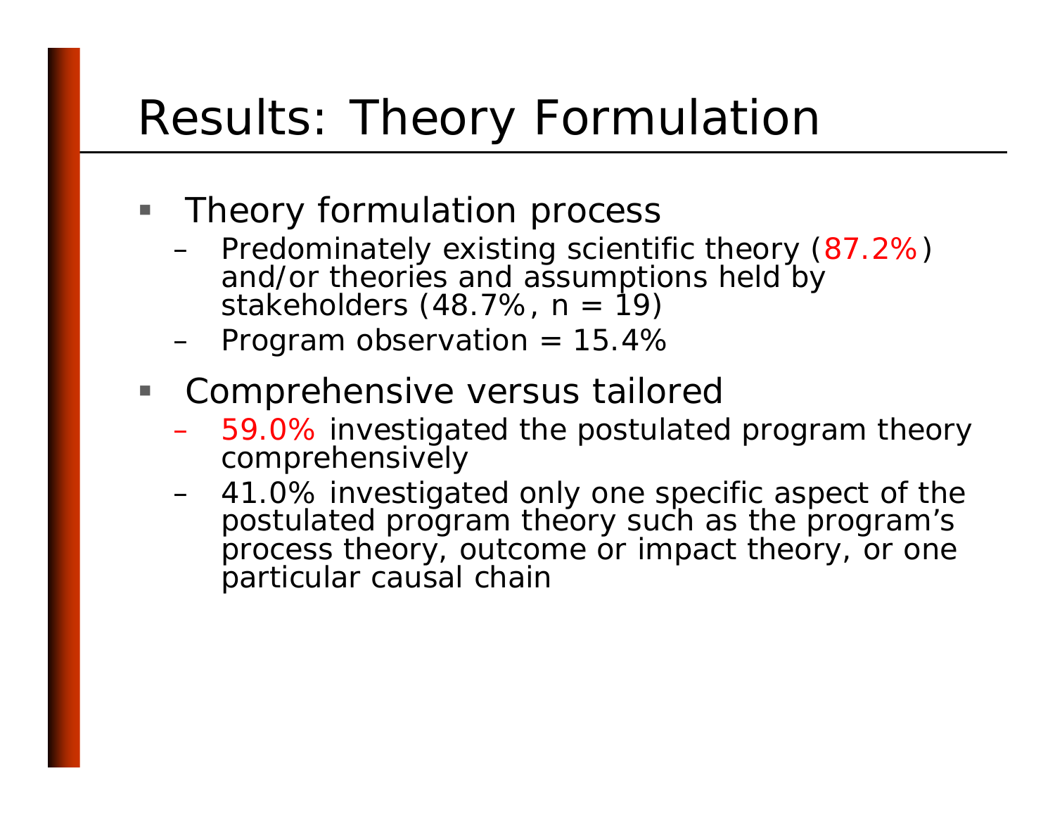# Results: Theory Formulation

- Theory formulation process
  - Predominately existing scientific theory (87.2%) and/or theories and assumptions held by stakeholders (48.7%, n = 19)
  - Program observation = 15.4%
- Comprehensive versus tailored
  - 59.0% investigated the postulated program theory comprehensively
  - 41.0% investigated only one specific aspect of the postulated program theory such as the program's process theory, outcome or impact theory, or one particular causal chain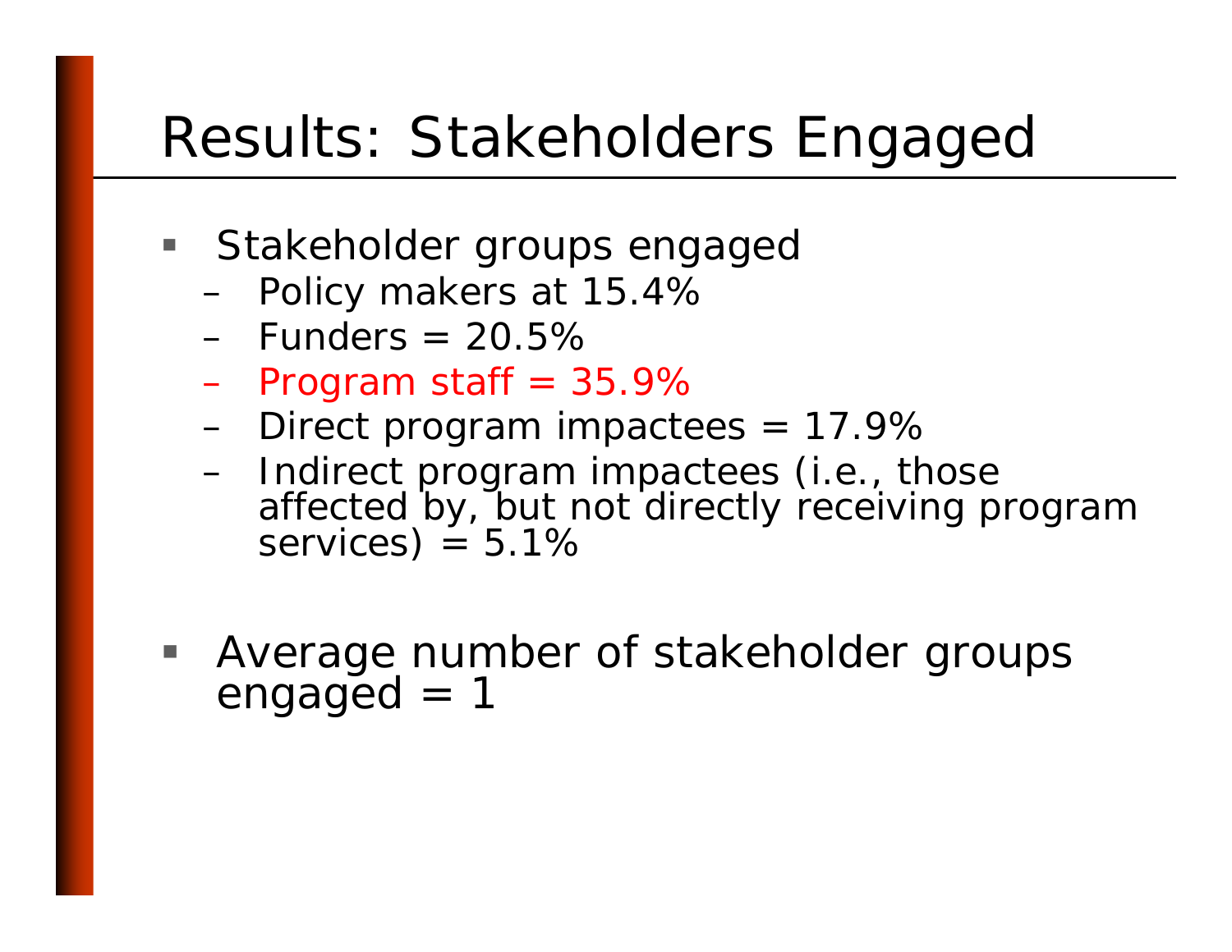# Results: Stakeholders Engaged

- Stakeholder groups engaged
  - Policy makers at 15.4%
  - Funders = 20.5%
  - Program staff = 35.9%
  - Direct program impactees = 17.9%
  - Indirect program impactees (i.e., those affected by, but not directly receiving program services) = 5.1%

- Average number of stakeholder groups engaged = 1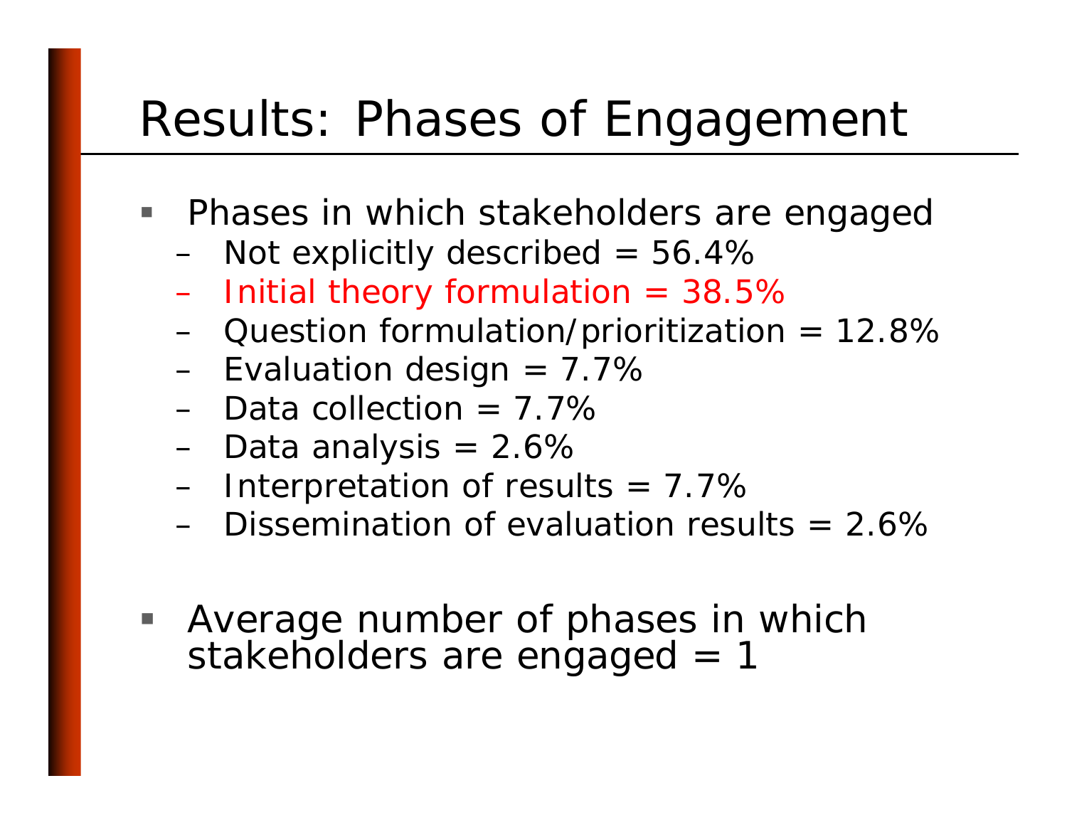# Results: Phases of Engagement

- Phases in which stakeholders are engaged
  - Not explicitly described = 56.4%
  - Initial theory formulation = 38.5%
  - Question formulation/prioritization = 12.8%
  - Evaluation design = 7.7%
  - Data collection = 7.7%
  - Data analysis = 2.6%
  - Interpretation of results = 7.7%
  - Dissemination of evaluation results = 2.6%

- Average number of phases in which stakeholders are engaged = 1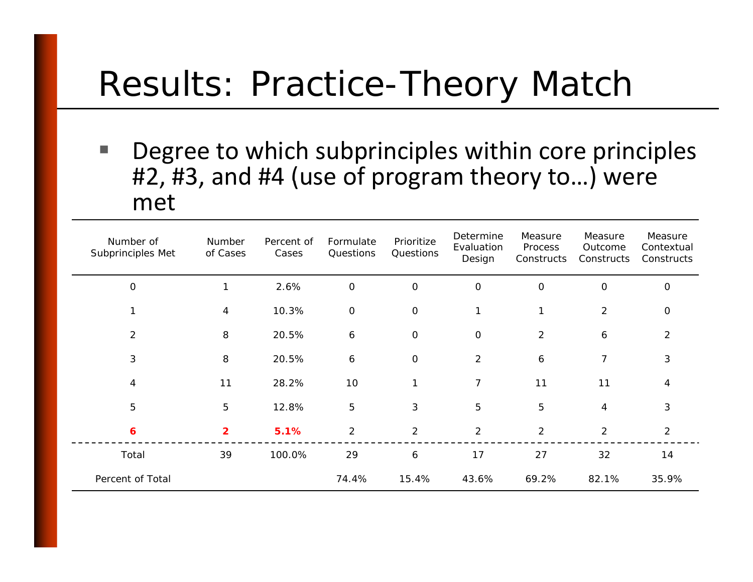# Results: Practice-Theory Match

- Degree to which subprinciples within core principles #2, #3, and #4 (use of program theory to…) were met

| Number of Subprinciples Met | Number of Cases | Percent of Cases | Formulate Questions | Prioritize Questions | Determine Evaluation Design | Measure Process Constructs | Measure Outcome Constructs | Measure Contextual Constructs |
|---|---|---|---|---|---|---|---|---|
| 0 | 1 | 2.6% | 0 | 0 | 0 | 0 | 0 | 0 |
| 1 | 4 | 10.3% | 0 | 0 | 1 | 1 | 2 | 0 |
| 2 | 8 | 20.5% | 6 | 0 | 0 | 2 | 6 | 2 |
| 3 | 8 | 20.5% | 6 | 0 | 2 | 6 | 7 | 3 |
| 4 | 11 | 28.2% | 10 | 1 | 7 | 11 | 11 | 4 |
| 5 | 5 | 12.8% | 5 | 3 | 5 | 5 | 4 | 3 |
| **6** | **2** | **5.1%** | 2 | 2 | 2 | 2 | 2 | 2 |
| Total | 39 | 100.0% | 29 | 6 | 17 | 27 | 32 | 14 |
| Percent of Total | | | 74.4% | 15.4% | 43.6% | 69.2% | 82.1% | 35.9% |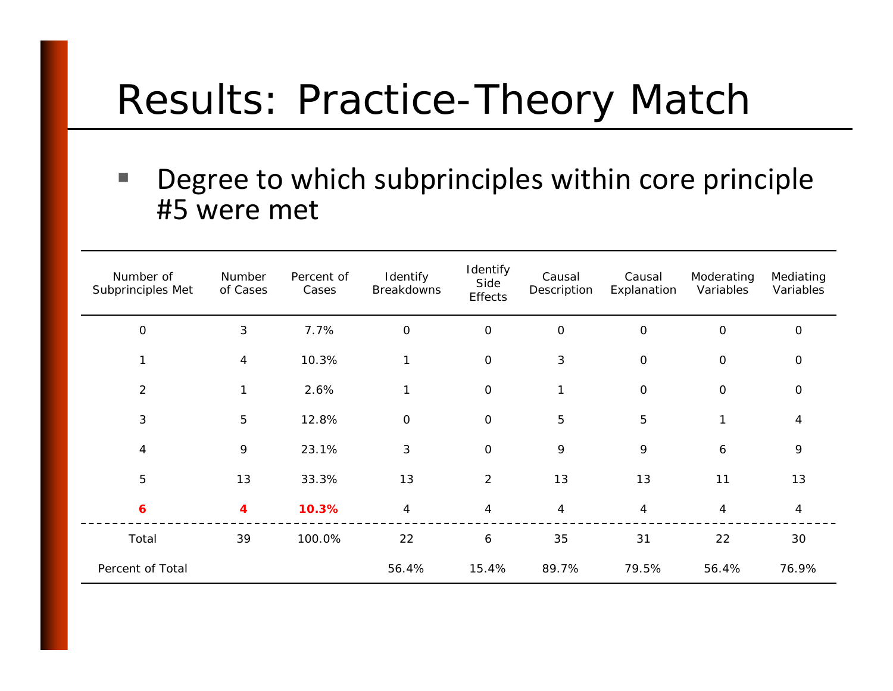# Results: Practice-Theory Match

- Degree to which subprinciples within core principle #5 were met

| Number of Subprinciples Met | Number of Cases | Percent of Cases | Identify Breakdowns | Identify Side Effects | Causal Description | Causal Explanation | Moderating Variables | Mediating Variables |
|---|---|---|---|---|---|---|---|---|
| 0 | 3 | 7.7% | 0 | 0 | 0 | 0 | 0 | 0 |
| 1 | 4 | 10.3% | 1 | 0 | 3 | 0 | 0 | 0 |
| 2 | 1 | 2.6% | 1 | 0 | 1 | 0 | 0 | 0 |
| 3 | 5 | 12.8% | 0 | 0 | 5 | 5 | 1 | 4 |
| 4 | 9 | 23.1% | 3 | 0 | 9 | 9 | 6 | 9 |
| 5 | 13 | 33.3% | 13 | 2 | 13 | 13 | 11 | 13 |
| **6** | **4** | **10.3%** | 4 | 4 | 4 | 4 | 4 | 4 |
| Total | 39 | 100.0% | 22 | 6 | 35 | 31 | 22 | 30 |
| Percent of Total | | | 56.4% | 15.4% | 89.7% | 79.5% | 56.4% | 76.9% |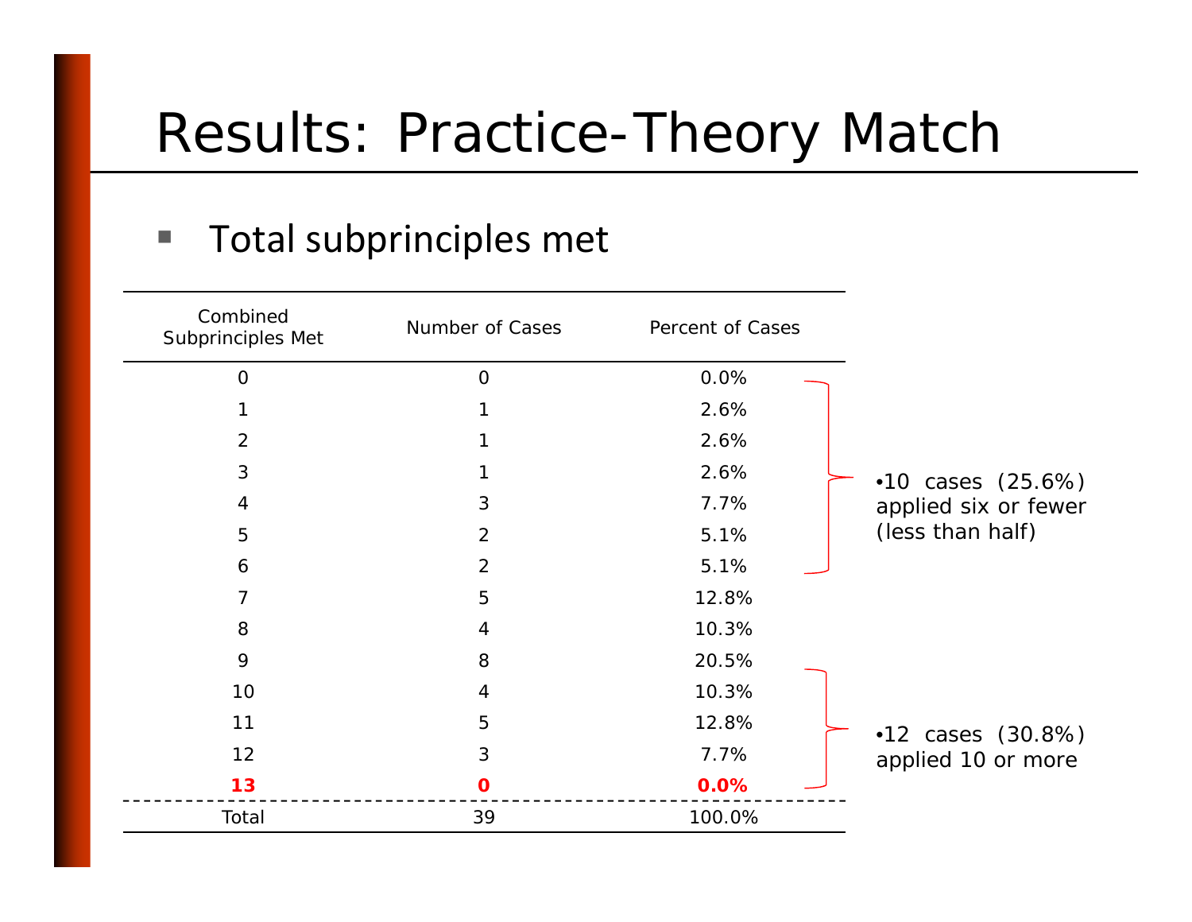# Results: Practice-Theory Match

- Total subprinciples met

| Combined Subprinciples Met | Number of Cases | Percent of Cases |
|---|---|---|
| 0 | 0 | 0.0% |
| 1 | 1 | 2.6% |
| 2 | 1 | 2.6% |
| 3 | 1 | 2.6% |
| 4 | 3 | 7.7% |
| 5 | 2 | 5.1% |
| 6 | 2 | 5.1% |
| 7 | 5 | 12.8% |
| 8 | 4 | 10.3% |
| 9 | 8 | 20.5% |
| 10 | 4 | 10.3% |
| 11 | 5 | 12.8% |
| 12 | 3 | 7.7% |
| **13** | **0** | **0.0%** |
| Total | 39 | 100.0% |

- 10 cases (25.6%) applied six or fewer (less than half)
- 12 cases (30.8%) applied 10 or more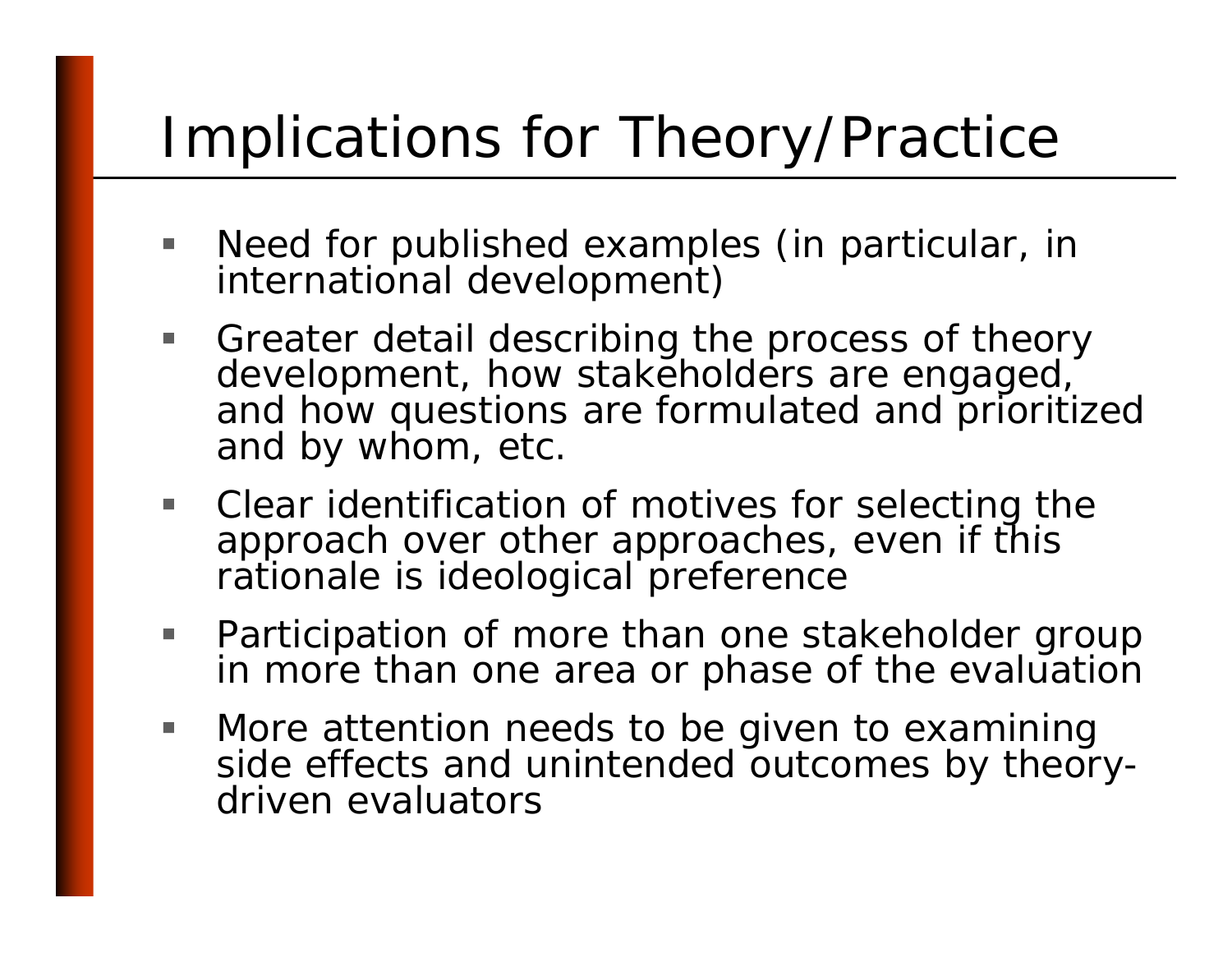# Implications for Theory/Practice

- Need for published examples (in particular, in international development)
- Greater detail describing the process of theory development, how stakeholders are engaged, and how questions are formulated and prioritized and by whom, etc.
- Clear identification of motives for selecting the approach over other approaches, even if this rationale is ideological preference
- Participation of more than one stakeholder group in more than one area or phase of the evaluation
- More attention needs to be given to examining side effects and unintended outcomes by theory-driven evaluators